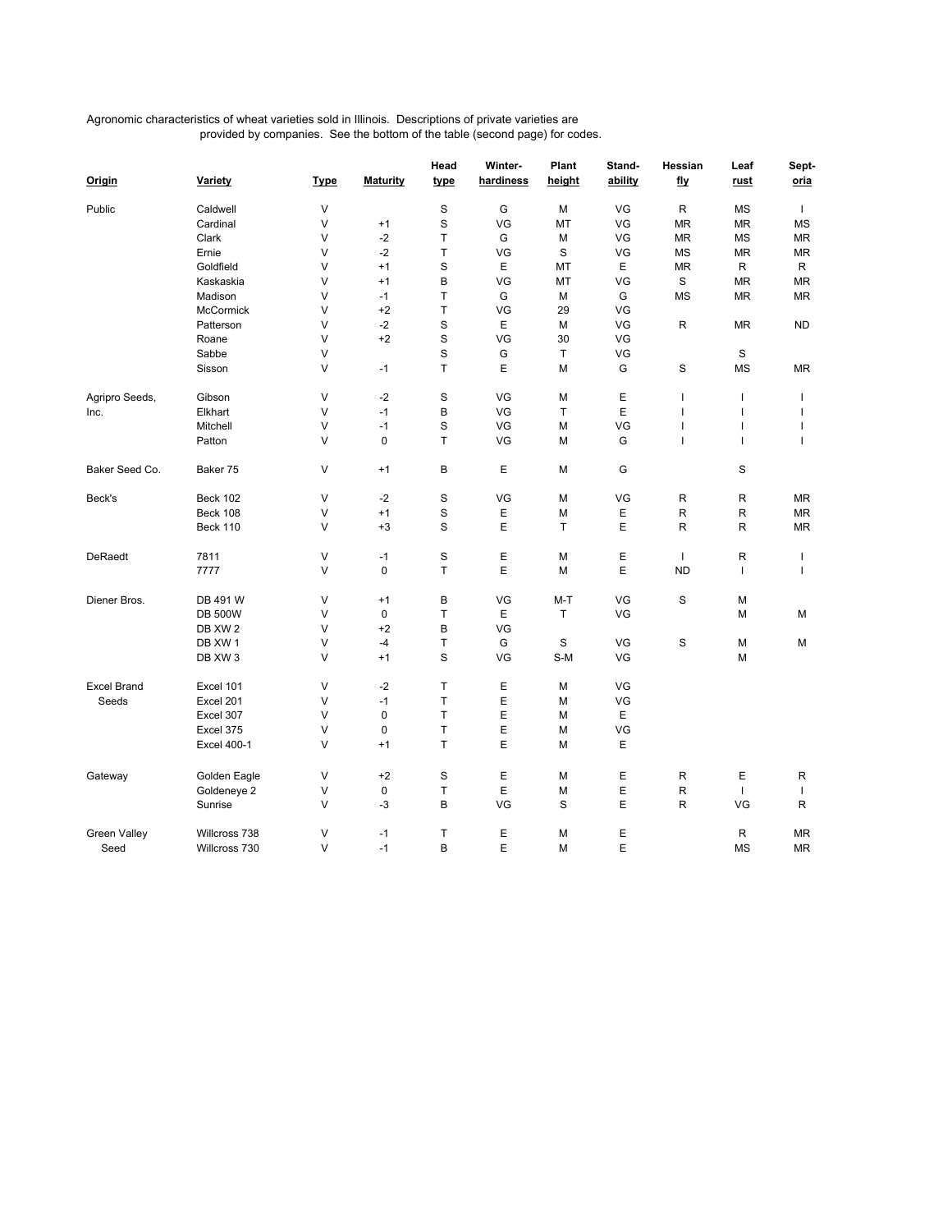Agronomic characteristics of wheat varieties sold in Illinois. Descriptions of private varieties are provided by companies. See the bottom of the table (second page) for codes.

| Origin | Variety | Type | Maturity | Head type | Winter-hardiness | Plant height | Stand-ability | Hessian fly | Leaf rust | Sept-oria |
|---|---|---|---|---|---|---|---|---|---|---|
| Public | Caldwell | V | | S | G | M | VG | R | MS | I |
| | Cardinal | V | +1 | S | VG | MT | VG | MR | MR | MS |
| | Clark | V | -2 | T | G | M | VG | MR | MS | MR |
| | Ernie | V | -2 | T | VG | S | VG | MS | MR | MR |
| | Goldfield | V | +1 | S | E | MT | E | MR | R | R |
| | Kaskaskia | V | +1 | B | VG | MT | VG | S | MR | MR |
| | Madison | V | -1 | T | G | M | G | MS | MR | MR |
| | McCormick | V | +2 | T | VG | 29 | VG | | | |
| | Patterson | V | -2 | S | E | M | VG | R | MR | ND |
| | Roane | V | +2 | S | VG | 30 | VG | | | |
| | Sabbe | V | | S | G | T | VG | | S | |
| | Sisson | V | -1 | T | E | M | G | S | MS | MR |
| Agripro Seeds, Inc. | Gibson | V | -2 | S | VG | M | E | I | I | I |
| | Elkhart | V | -1 | B | VG | T | E | I | I | I |
| | Mitchell | V | -1 | S | VG | M | VG | I | I | I |
| | Patton | V | 0 | T | VG | M | G | I | I | I |
| Baker Seed Co. | Baker 75 | V | +1 | B | E | M | G | | S | |
| Beck's | Beck 102 | V | -2 | S | VG | M | VG | R | R | MR |
| | Beck 108 | V | +1 | S | E | M | E | R | R | MR |
| | Beck 110 | V | +3 | S | E | T | E | R | R | MR |
| DeRaedt | 7811 | V | -1 | S | E | M | E | I | R | I |
| | 7777 | V | 0 | T | E | M | E | ND | I | I |
| Diener Bros. | DB 491 W | V | +1 | B | VG | M-T | VG | S | M | |
| | DB 500W | V | 0 | T | E | T | VG | | M | M |
| | DB XW 2 | V | +2 | B | VG | | | | | |
| | DB XW 1 | V | -4 | T | G | S | VG | S | M | M |
| | DB XW 3 | V | +1 | S | VG | S-M | VG | | M | |
| Excel Brand Seeds | Excel 101 | V | -2 | T | E | M | VG | | | |
| | Excel 201 | V | -1 | T | E | M | VG | | | |
| | Excel 307 | V | 0 | T | E | M | E | | | |
| | Excel 375 | V | 0 | T | E | M | VG | | | |
| | Excel 400-1 | V | +1 | T | E | M | E | | | |
| Gateway | Golden Eagle | V | +2 | S | E | M | E | R | E | R |
| | Goldeneye 2 | V | 0 | T | E | M | E | R | I | I |
| | Sunrise | V | -3 | B | VG | S | E | R | VG | R |
| Green Valley Seed | Willcross 738 | V | -1 | T | E | M | E | | R | MR |
| | Willcross 730 | V | -1 | B | E | M | E | | MS | MR |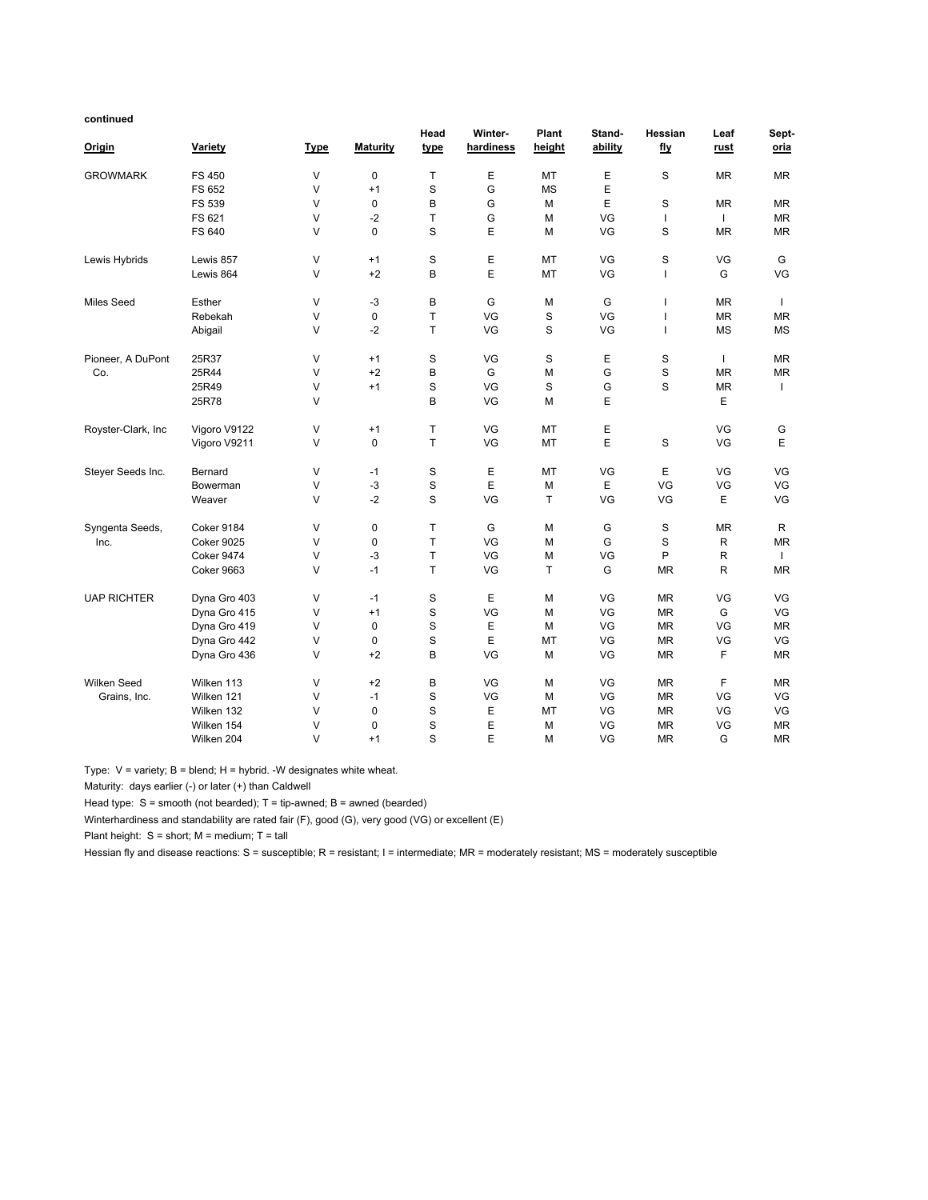**continued**

| Origin | Variety | Type | Maturity | Head type | Winter-hardiness | Plant height | Stand-ability | Hessian fly | Leaf rust | Sept-oria |
|---|---|---|---|---|---|---|---|---|---|---|
| GROWMARK | FS 450 | V | 0 | T | E | MT | E | S | MR | MR |
| | FS 652 | V | +1 | S | G | MS | E | | | |
| | FS 539 | V | 0 | B | G | M | E | S | MR | MR |
| | FS 621 | V | -2 | T | G | M | VG | I | I | MR |
| | FS 640 | V | 0 | S | E | M | VG | S | MR | MR |
| Lewis Hybrids | Lewis 857 | V | +1 | S | E | MT | VG | S | VG | G |
| | Lewis 864 | V | +2 | B | E | MT | VG | I | G | VG |
| Miles Seed | Esther | V | -3 | B | G | M | G | I | MR | I |
| | Rebekah | V | 0 | T | VG | S | VG | I | MR | MR |
| | Abigail | V | -2 | T | VG | S | VG | I | MS | MS |
| Pioneer, A DuPont Co. | 25R37 | V | +1 | S | VG | S | E | S | I | MR |
| | 25R44 | V | +2 | B | G | M | G | S | MR | MR |
| | 25R49 | V | +1 | S | VG | S | G | S | MR | I |
| | 25R78 | V | | B | VG | M | E | | E | |
| Royster-Clark, Inc | Vigoro V9122 | V | +1 | T | VG | MT | E | | VG | G |
| | Vigoro V9211 | V | 0 | T | VG | MT | E | S | VG | E |
| Steyer Seeds Inc. | Bernard | V | -1 | S | E | MT | VG | E | VG | VG |
| | Bowerman | V | -3 | S | E | M | E | VG | VG | VG |
| | Weaver | V | -2 | S | VG | T | VG | VG | E | VG |
| Syngenta Seeds, Inc. | Coker 9184 | V | 0 | T | G | M | G | S | MR | R |
| | Coker 9025 | V | 0 | T | VG | M | G | S | R | MR |
| | Coker 9474 | V | -3 | T | VG | M | VG | P | R | I |
| | Coker 9663 | V | -1 | T | VG | T | G | MR | R | MR |
| UAP RICHTER | Dyna Gro 403 | V | -1 | S | E | M | VG | MR | VG | VG |
| | Dyna Gro 415 | V | +1 | S | VG | M | VG | MR | G | VG |
| | Dyna Gro 419 | V | 0 | S | E | M | VG | MR | VG | MR |
| | Dyna Gro 442 | V | 0 | S | E | MT | VG | MR | VG | VG |
| | Dyna Gro 436 | V | +2 | B | VG | M | VG | MR | F | MR |
| Wilken Seed Grains, Inc. | Wilken 113 | V | +2 | B | VG | M | VG | MR | F | MR |
| | Wilken 121 | V | -1 | S | VG | M | VG | MR | VG | VG |
| | Wilken 132 | V | 0 | S | E | MT | VG | MR | VG | VG |
| | Wilken 154 | V | 0 | S | E | M | VG | MR | VG | MR |
| | Wilken 204 | V | +1 | S | E | M | VG | MR | G | MR |

Type: V = variety; B = blend; H = hybrid. -W designates white wheat.

Maturity: days earlier (-) or later (+) than Caldwell

Head type: S = smooth (not bearded); T = tip-awned; B = awned (bearded)

Winterhardiness and standability are rated fair (F), good (G), very good (VG) or excellent (E)

Plant height: S = short; M = medium; T = tall

Hessian fly and disease reactions: S = susceptible; R = resistant; I = intermediate; MR = moderately resistant; MS = moderately susceptible